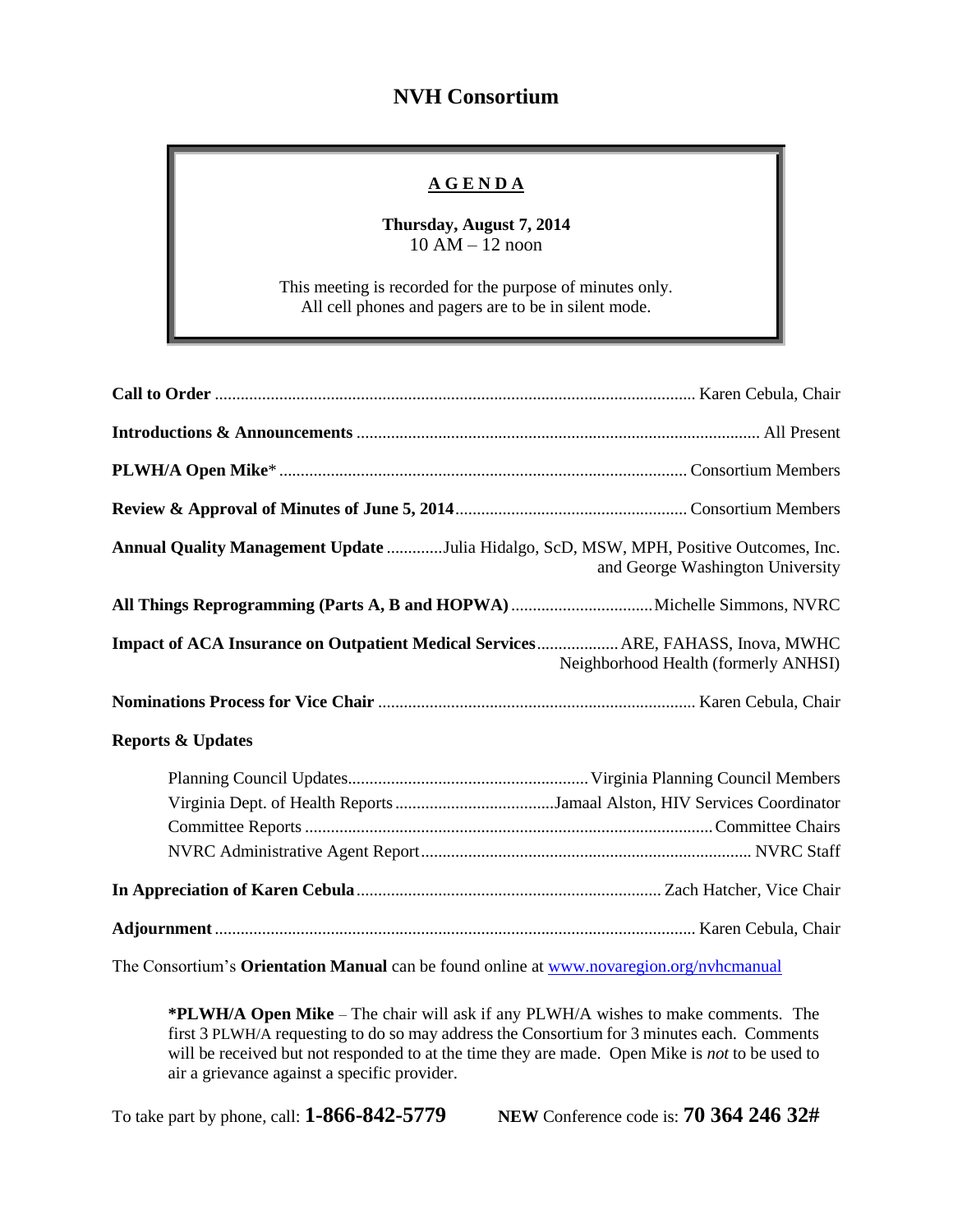# NVH Consortium

## AGENDA

**Thursday, August 7, 2014**
10 AM – 12 noon

This meeting is recorded for the purpose of minutes only.
All cell phones and pagers are to be in silent mode.

**Call to Order** .......... Karen Cebula, Chair

**Introductions & Announcements** .......... All Present

**PLWH/A Open Mike*** .......... Consortium Members

**Review & Approval of Minutes of June 5, 2014** .......... Consortium Members

**Annual Quality Management Update** .......... Julia Hidalgo, ScD, MSW, MPH, Positive Outcomes, Inc. and George Washington University

**All Things Reprogramming (Parts A, B and HOPWA)** .......... Michelle Simmons, NVRC

**Impact of ACA Insurance on Outpatient Medical Services** .......... ARE, FAHASS, Inova, MWHC Neighborhood Health (formerly ANHSI)

**Nominations Process for Vice Chair** .......... Karen Cebula, Chair

**Reports & Updates**

- Planning Council Updates .......... Virginia Planning Council Members
- Virginia Dept. of Health Reports .......... Jamaal Alston, HIV Services Coordinator
- Committee Reports .......... Committee Chairs
- NVRC Administrative Agent Report .......... NVRC Staff

**In Appreciation of Karen Cebula** .......... Zach Hatcher, Vice Chair

**Adjournment** .......... Karen Cebula, Chair

The Consortium's **Orientation Manual** can be found online at [www.novaregion.org/nvhcmanual](www.novaregion.org/nvhcmanual)

> ***PLWH/A Open Mike** – The chair will ask if any PLWH/A wishes to make comments. The first 3 PLWH/A requesting to do so may address the Consortium for 3 minutes each. Comments will be received but not responded to at the time they are made. Open Mike is *not* to be used to air a grievance against a specific provider.

To take part by phone, call: **1-866-842-5779** **NEW** Conference code is: **70 364 246 32#**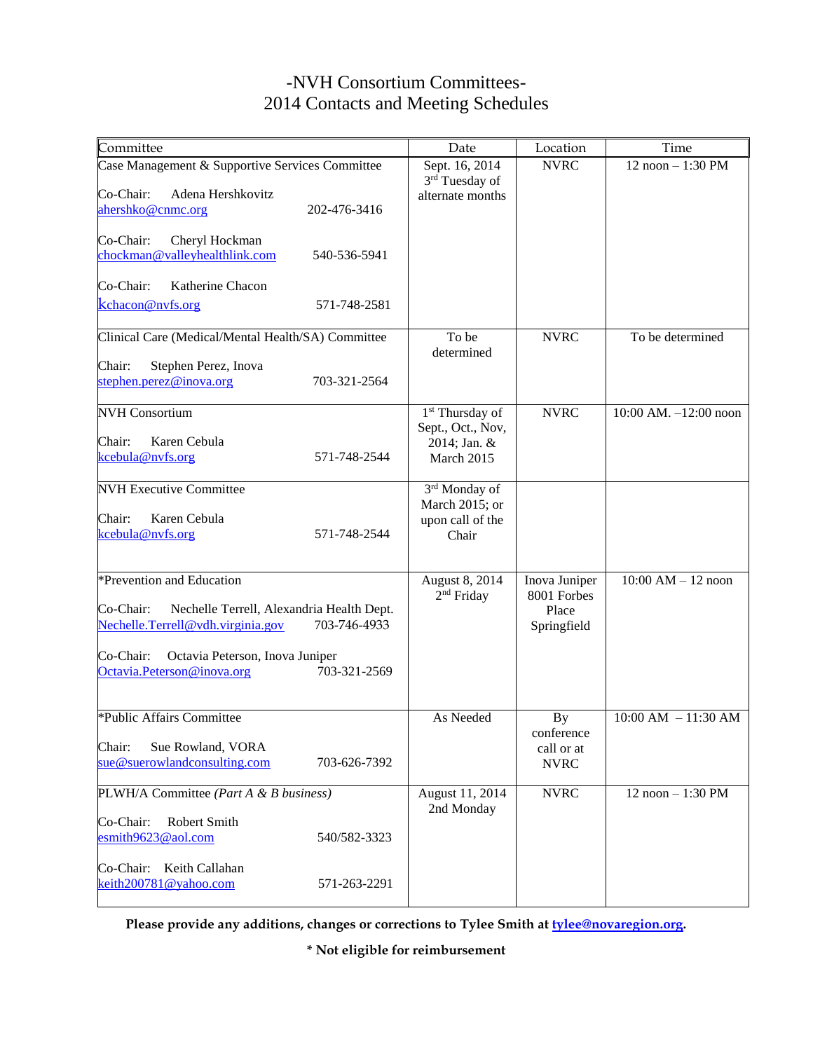# -NVH Consortium Committees-
# 2014 Contacts and Meeting Schedules

| Committee | Date | Location | Time |
|---|---|---|---|
| Case Management & Supportive Services Committee<br><br>Co-Chair: Adena Hershkovitz<br>ahershko@cnmc.org 202-476-3416<br><br>Co-Chair: Cheryl Hockman<br>chockman@valleyhealthlink.com 540-536-5941<br><br>Co-Chair: Katherine Chacon<br>kchacon@nvfs.org 571-748-2581 | Sept. 16, 2014<br>3rd Tuesday of alternate months | NVRC | 12 noon – 1:30 PM |
| Clinical Care (Medical/Mental Health/SA) Committee<br><br>Chair: Stephen Perez, Inova<br>stephen.perez@inova.org 703-321-2564 | To be determined | NVRC | To be determined |
| NVH Consortium<br><br>Chair: Karen Cebula<br>kcebula@nvfs.org 571-748-2544 | 1st Thursday of Sept., Oct., Nov, 2014; Jan. & March 2015 | NVRC | 10:00 AM. –12:00 noon |
| NVH Executive Committee<br><br>Chair: Karen Cebula<br>kcebula@nvfs.org 571-748-2544 | 3rd Monday of March 2015; or upon call of the Chair | | |
| *Prevention and Education<br><br>Co-Chair: Nechelle Terrell, Alexandria Health Dept.<br>Nechelle.Terrell@vdh.virginia.gov 703-746-4933<br><br>Co-Chair: Octavia Peterson, Inova Juniper<br>Octavia.Peterson@inova.org 703-321-2569 | August 8, 2014<br>2nd Friday | Inova Juniper 8001 Forbes Place Springfield | 10:00 AM – 12 noon |
| *Public Affairs Committee<br><br>Chair: Sue Rowland, VORA<br>sue@suerowlandconsulting.com 703-626-7392 | As Needed | By conference call or at NVRC | 10:00 AM – 11:30 AM |
| PLWH/A Committee *(Part A & B business)*<br><br>Co-Chair: Robert Smith<br>esmith9623@aol.com 540/582-3323<br><br>Co-Chair: Keith Callahan<br>keith200781@yahoo.com 571-263-2291 | August 11, 2014<br>2nd Monday | NVRC | 12 noon – 1:30 PM |

**Please provide any additions, changes or corrections to Tylee Smith at tylee@novaregion.org.**

**\* Not eligible for reimbursement**